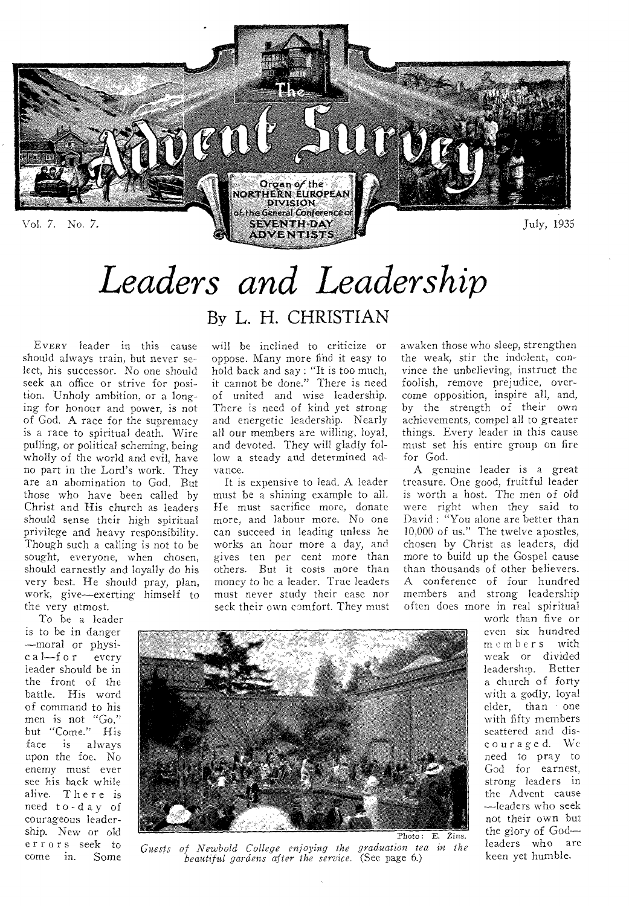# The Advent Survey

Organ of the NORTHERN EUROPEAN DIVISION of the General Conference of SEVENTH-DAY ADVENTISTS

Vol. 7. No. 7. July, 1935

# *Leaders and Leadership*

## By L. H. CHRISTIAN

EVERY leader in this cause should always train, but never select, his successor. No one should seek an office or strive for position. Unholy ambition, or a longing for honour and power, is not of God. A race for the supremacy is a race to spiritual death. Wire pulling, or political scheming, being wholly of the world and evil, have no part in the Lord's work. They are an abomination to God. But those who have been called by Christ and His church as leaders should sense their high spiritual privilege and heavy responsibility. Though such a calling is not to be sought, everyone, when chosen, should earnestly and loyally do his very best. He should pray, plan, work, give—exerting himself to the very utmost.

To be a leader is to be in danger—moral or physical—for every leader should be in the front of the battle. His word of command to his men is not "Go," but "Come." His face is always upon the foe. No enemy must ever see his back while alive. There is need to-day of courageous leadership. New or old errors seek to come in. Some will be inclined to criticize or oppose. Many more find it easy to hold back and say: "It is too much, it cannot be done." There is need of united and wise leadership. There is need of kind yet strong and energetic leadership. Nearly all our members are willing, loyal, and devoted. They will gladly follow a steady and determined advance.

It is expensive to lead. A leader must be a shining example to all. He must sacrifice more, donate more, and labour more. No one can succeed in leading unless he works an hour more a day, and gives ten per cent more than others. But it costs more than money to be a leader. True leaders must never study their ease nor seek their own comfort. They must awaken those who sleep, strengthen the weak, stir the indolent, convince the unbelieving, instruct the foolish, remove prejudice, overcome opposition, inspire all, and, by the strength of their own achievements, compel all to greater things. Every leader in this cause must set his entire group on fire for God.

A genuine leader is a great treasure. One good, fruitful leader is worth a host. The men of old were right when they said to David: "You alone are better than 10,000 of us." The twelve apostles, chosen by Christ as leaders, did more to build up the Gospel cause than thousands of other believers. A conference of four hundred members and strong leadership often does more in real spiritual work than five or even six hundred members with weak or divided leadership. Better a church of forty with a godly, loyal elder, than one with fifty members scattered and discouraged. We need to pray to God for earnest, strong leaders in the Advent cause—leaders who seek not their own but the glory of God—leaders who are keen yet humble.

Photo: E. Zins.

*Guests of Newbold College enjoying the graduation tea in the beautiful gardens after the service.* (See page 6.)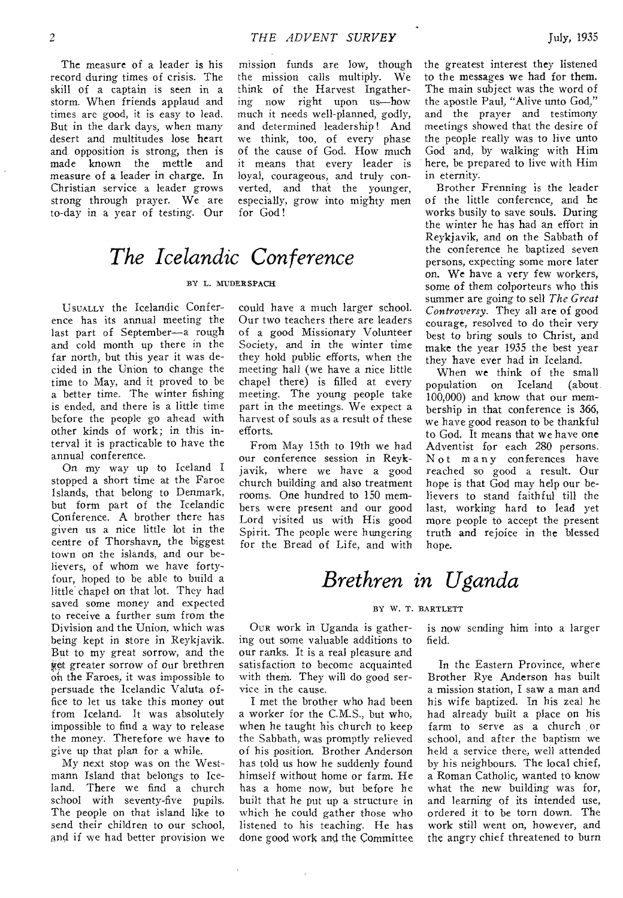The measure of a leader is his record during times of crisis. The skill of a captain is seen in a storm. When friends applaud and times are good, it is easy to lead. But in the dark days, when many desert and multitudes lose heart and opposition is strong, then is made known the mettle and measure of a leader in charge. In Christian service a leader grows strong through prayer. We are to-day in a year of testing. Our mission funds are low, though the mission calls multiply. We think of the Harvest Ingathering now right upon us—how much it needs well-planned, godly, and determined leadership! And we think, too, of every phase of the cause of God. How much it means that every leader is loyal, courageous, and truly converted, and that the younger, especially, grow into mighty men for God!

# *The Icelandic Conference*

BY L. MUDERSPACH

USUALLY the Icelandic Conference has its annual meeting the last part of September—a rough and cold month up there in the far north, but this year it was decided in the Union to change the time to May, and it proved to be a better time. The winter fishing is ended, and there is a little time before the people go ahead with other kinds of work; in this interval it is practicable to have the annual conference.

On my way up to Iceland I stopped a short time at the Faroe Islands, that belong to Denmark, but form part of the Icelandic Conference. A brother there has given us a nice little lot in the centre of Thorshavn, the biggest town on the islands, and our believers, of whom we have forty-four, hoped to be able to build a little chapel on that lot. They had saved some money and expected to receive a further sum from the Division and the Union, which was being kept in store in Reykjavik. But to my great sorrow, and the yet greater sorrow of our brethren on the Faroes, it was impossible to persuade the Icelandic Valuta office to let us take this money out from Iceland. It was absolutely impossible to find a way to release the money. Therefore we have to give up that plan for a while.

My next stop was on the Westmann Island that belongs to Iceland. There we find a church school with seventy-five pupils. The people on that island like to send their children to our school, and if we had better provision we could have a much larger school. Our two teachers there are leaders of a good Missionary Volunteer Society, and in the winter time they hold public efforts, when the meeting hall (we have a nice little chapel there) is filled at every meeting. The young people take part in the meetings. We expect a harvest of souls as a result of these efforts.

From May 15th to 19th we had our conference session in Reykjavik, where we have a good church building and also treatment rooms. One hundred to 150 members were present and our good Lord visited us with His good Spirit. The people were hungering for the Bread of Life, and with the greatest interest they listened to the messages we had for them. The main subject was the word of the apostle Paul, "Alive unto God," and the prayer and testimony meetings showed that the desire of the people really was to live unto God and, by walking with Him here, be prepared to live with Him in eternity.

Brother Frenning is the leader of the little conference, and he works busily to save souls. During the winter he has had an effort in Reykjavik, and on the Sabbath of the conference he baptized seven persons, expecting some more later on. We have a very few workers, some of them colporteurs who this summer are going to sell *The Great Controversy*. They all are of good courage, resolved to do their very best to bring souls to Christ, and make the year 1935 the best year they have ever had in Iceland.

When we think of the small population on Iceland (about 100,000) and know that our membership in that conference is 366, we have good reason to be thankful to God. It means that we have one Adventist for each 280 persons. Not many conferences have reached so good a result. Our hope is that God may help our believers to stand faithful till the last, working hard to lead yet more people to accept the present truth and rejoice in the blessed hope.

# *Brethren in Uganda*

BY W. T. BARTLETT

OUR work in Uganda is gathering out some valuable additions to our ranks. It is a real pleasure and satisfaction to become acquainted with them. They will do good service in the cause.

I met the brother who had been a worker for the C.M.S., but who, when he taught his church to keep the Sabbath, was promptly relieved of his position. Brother Anderson has told us how he suddenly found himself without home or farm. He has a home now, but before he built that he put up a structure in which he could gather those who listened to his teaching. He has done good work and the Committee is now sending him into a larger field.

In the Eastern Province, where Brother Rye Anderson has built a mission station, I saw a man and his wife baptized. In his zeal he had already built a place on his farm to serve as a church or school, and after the baptism we held a service there, well attended by his neighbours. The local chief, a Roman Catholic, wanted to know what the new building was for, and learning of its intended use, ordered it to be torn down. The work still went on, however, and the angry chief threatened to burn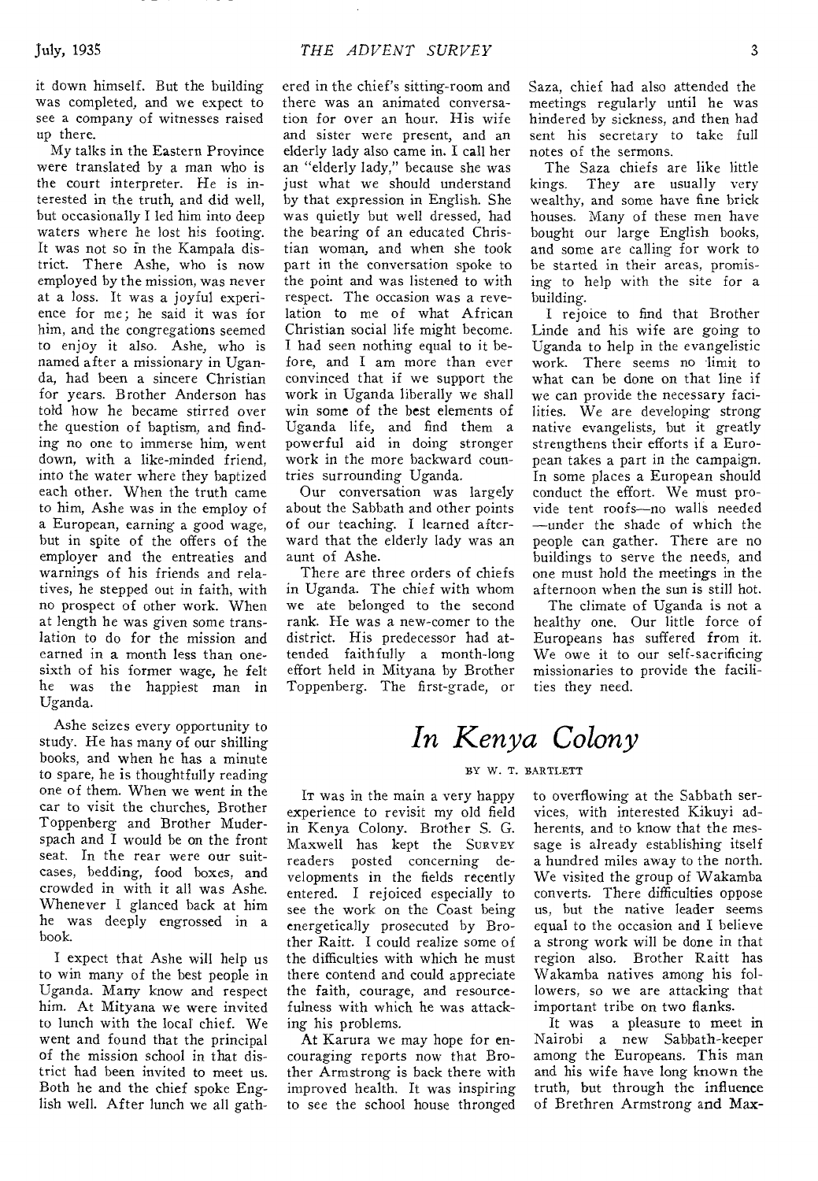it down himself. But the building was completed, and we expect to see a company of witnesses raised up there.

My talks in the Eastern Province were translated by a man who is the court interpreter. He is interested in the truth, and did well, but occasionally I led him into deep waters where he lost his footing. It was not so in the Kampala district. There Ashe, who is now employed by the mission, was never at a loss. It was a joyful experience for me; he said it was for him, and the congregations seemed to enjoy it also. Ashe, who is named after a missionary in Uganda, had been a sincere Christian for years. Brother Anderson has told how he became stirred over the question of baptism, and finding no one to immerse him, went down, with a like-minded friend, into the water where they baptized each other. When the truth came to him, Ashe was in the employ of a European, earning a good wage, but in spite of the offers of the employer and the entreaties and warnings of his friends and relatives, he stepped out in faith, with no prospect of other work. When at length he was given some translation to do for the mission and earned in a month less than one-sixth of his former wage, he felt he was the happiest man in Uganda.

Ashe seizes every opportunity to study. He has many of our shilling books, and when he has a minute to spare, he is thoughtfully reading one of them. When we went in the car to visit the churches, Brother Toppenberg and Brother Muderspach and I would be on the front seat. In the rear were our suitcases, bedding, food boxes, and crowded in with it all was Ashe. Whenever I glanced back at him he was deeply engrossed in a book.

I expect that Ashe will help us to win many of the best people in Uganda. Many know and respect him. At Mityana we were invited to lunch with the local chief. We went and found that the principal of the mission school in that district had been invited to meet us. Both he and the chief spoke English well. After lunch we all gathered in the chief's sitting-room and there was an animated conversation for over an hour. His wife and sister were present, and an elderly lady also came in. I call her an "elderly lady," because she was just what we should understand by that expression in English. She was quietly but well dressed, had the bearing of an educated Christian woman, and when she took part in the conversation spoke to the point and was listened to with respect. The occasion was a revelation to me of what African Christian social life might become. I had seen nothing equal to it before, and I am more than ever convinced that if we support the work in Uganda liberally we shall win some of the best elements of Uganda life, and find them a powerful aid in doing stronger work in the more backward countries surrounding Uganda.

Our conversation was largely about the Sabbath and other points of our teaching. I learned afterward that the elderly lady was an aunt of Ashe.

There are three orders of chiefs in Uganda. The chief with whom we ate belonged to the second rank. He was a new-comer to the district. His predecessor had attended faithfully a month-long effort held in Mityana by Brother Toppenberg. The first-grade, or Saza, chief had also attended the meetings regularly until he was hindered by sickness, and then had sent his secretary to take full notes of the sermons.

The Saza chiefs are like little kings. They are usually very wealthy, and some have fine brick houses. Many of these men have bought our large English books, and some are calling for work to be started in their areas, promising to help with the site for a building.

I rejoice to find that Brother Linde and his wife are going to Uganda to help in the evangelistic work. There seems no limit to what can be done on that line if we can provide the necessary facilities. We are developing strong native evangelists, but it greatly strengthens their efforts if a European takes a part in the campaign. In some places a European should conduct the effort. We must provide tent roofs—no walls needed—under the shade of which the people can gather. There are no buildings to serve the needs, and one must hold the meetings in the afternoon when the sun is still hot.

The climate of Uganda is not a healthy one. Our little force of Europeans has suffered from it. We owe it to our self-sacrificing missionaries to provide the facilities they need.

# *In Kenya Colony*

BY W. T. BARTLETT

It was in the main a very happy experience to revisit my old field in Kenya Colony. Brother S. G. Maxwell has kept the SURVEY readers posted concerning developments in the fields recently entered. I rejoiced especially to see the work on the Coast being energetically prosecuted by Brother Raitt. I could realize some of the difficulties with which he must there contend and could appreciate the faith, courage, and resourcefulness with which he was attacking his problems.

At Karura we may hope for encouraging reports now that Brother Armstrong is back there with improved health. It was inspiring to see the school house thronged to overflowing at the Sabbath services, with interested Kikuyi adherents, and to know that the message is already establishing itself a hundred miles away to the north. We visited the group of Wakamba converts. There difficulties oppose us, but the native leader seems equal to the occasion and I believe a strong work will be done in that region also. Brother Raitt has Wakamba natives among his followers, so we are attacking that important tribe on two flanks.

It was a pleasure to meet in Nairobi a new Sabbath-keeper among the Europeans. This man and his wife have long known the truth, but through the influence of Brethren Armstrong and Max-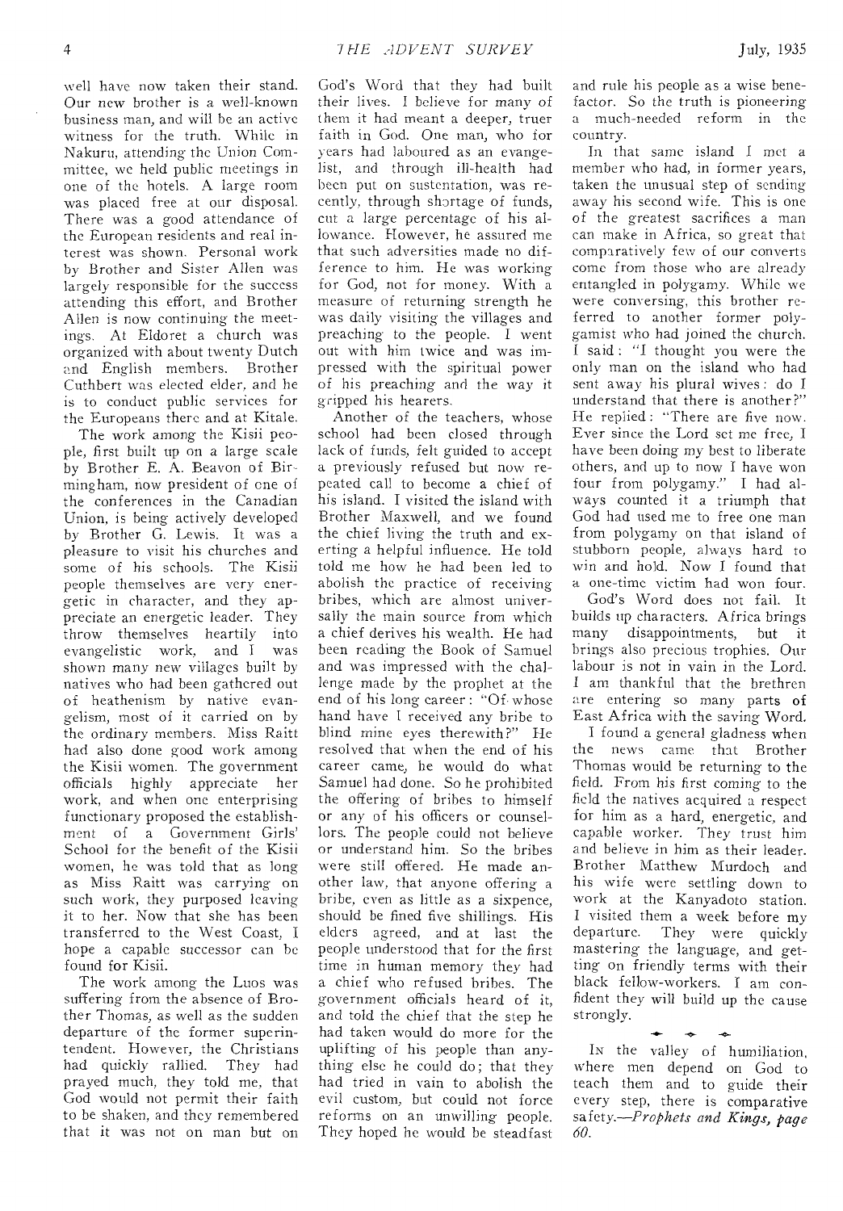well have now taken their stand. Our new brother is a well-known business man, and will be an active witness for the truth. While in Nakuru, attending the Union Committee, we held public meetings in one of the hotels. A large room was placed free at our disposal. There was a good attendance of the European residents and real interest was shown. Personal work by Brother and Sister Allen was largely responsible for the success attending this effort, and Brother Allen is now continuing the meetings. At Eldoret a church was organized with about twenty Dutch and English members. Brother Cuthbert was elected elder, and he is to conduct public services for the Europeans there and at Kitale.

The work among the Kisii people, first built up on a large scale by Brother E. A. Beavon of Birmingham, now president of one of the conferences in the Canadian Union, is being actively developed by Brother G. Lewis. It was a pleasure to visit his churches and some of his schools. The Kisii people themselves are very energetic in character, and they appreciate an energetic leader. They throw themselves heartily into evangelistic work, and I was shown many new villages built by natives who had been gathered out of heathenism by native evangelism, most of it carried on by the ordinary members. Miss Raitt had also done good work among the Kisii women. The government officials highly appreciate her work, and when one enterprising functionary proposed the establishment of a Government Girls' School for the benefit of the Kisii women, he was told that as long as Miss Raitt was carrying on such work, they purposed leaving it to her. Now that she has been transferred to the West Coast, I hope a capable successor can be found for Kisii.

The work among the Luos was suffering from the absence of Brother Thomas, as well as the sudden departure of the former superintendent. However, the Christians had quickly rallied. They had prayed much, they told me, that God would not permit their faith to be shaken, and they remembered that it was not on man but on God's Word that they had built their lives. I believe for many of them it had meant a deeper, truer faith in God. One man, who for years had laboured as an evangelist, and through ill-health had been put on sustentation, was recently, through shortage of funds, cut a large percentage of his allowance. However, he assured me that such adversities made no difference to him. He was working for God, not for money. With a measure of returning strength he was daily visiting the villages and preaching to the people. I went out with him twice and was impressed with the spiritual power of his preaching and the way it gripped his hearers.

Another of the teachers, whose school had been closed through lack of funds, felt guided to accept a previously refused but now repeated call to become a chief of his island. I visited the island with Brother Maxwell, and we found the chief living the truth and exerting a helpful influence. He told told me how he had been led to abolish the practice of receiving bribes, which are almost universally the main source from which a chief derives his wealth. He had been reading the Book of Samuel and was impressed with the challenge made by the prophet at the end of his long career: "Of whose hand have I received any bribe to blind mine eyes therewith?" He resolved that when the end of his career came, he would do what Samuel had done. So he prohibited the offering of bribes to himself or any of his officers or counsellors. The people could not believe or understand him. So the bribes were still offered. He made another law, that anyone offering a bribe, even as little as a sixpence, should be fined five shillings. His elders agreed, and at last the people understood that for the first time in human memory they had a chief who refused bribes. The government officials heard of it, and told the chief that the step he had taken would do more for the uplifting of his people than anything else he could do; that they had tried in vain to abolish the evil custom, but could not force reforms on an unwilling people. They hoped he would be steadfast and rule his people as a wise benefactor. So the truth is pioneering a much-needed reform in the country.

In that same island I met a member who had, in former years, taken the unusual step of sending away his second wife. This is one of the greatest sacrifices a man can make in Africa, so great that comparatively few of our converts come from those who are already entangled in polygamy. While we were conversing, this brother referred to another former polygamist who had joined the church. I said: "I thought you were the only man on the island who had sent away his plural wives: do I understand that there is another?" He replied: "There are five now. Ever since the Lord set me free, I have been doing my best to liberate others, and up to now I have won four from polygamy." I had always counted it a triumph that God had used me to free one man from polygamy on that island of stubborn people, always hard to win and hold. Now I found that a one-time victim had won four.

God's Word does not fail. It builds up characters. Africa brings many disappointments, but it brings also precious trophies. Our labour is not in vain in the Lord. I am thankful that the brethren are entering so many parts of East Africa with the saving Word.

I found a general gladness when the news came that Brother Thomas would be returning to the field. From his first coming to the field the natives acquired a respect for him as a hard, energetic, and capable worker. They trust him and believe in him as their leader. Brother Matthew Murdoch and his wife were settling down to work at the Kanyadoto station. I visited them a week before my departure. They were quickly mastering the language, and getting on friendly terms with their black fellow-workers. I am confident they will build up the cause strongly.

---

IN the valley of humiliation, where men depend on God to teach them and to guide their every step, there is comparative safety.—*Prophets and Kings, page 60.*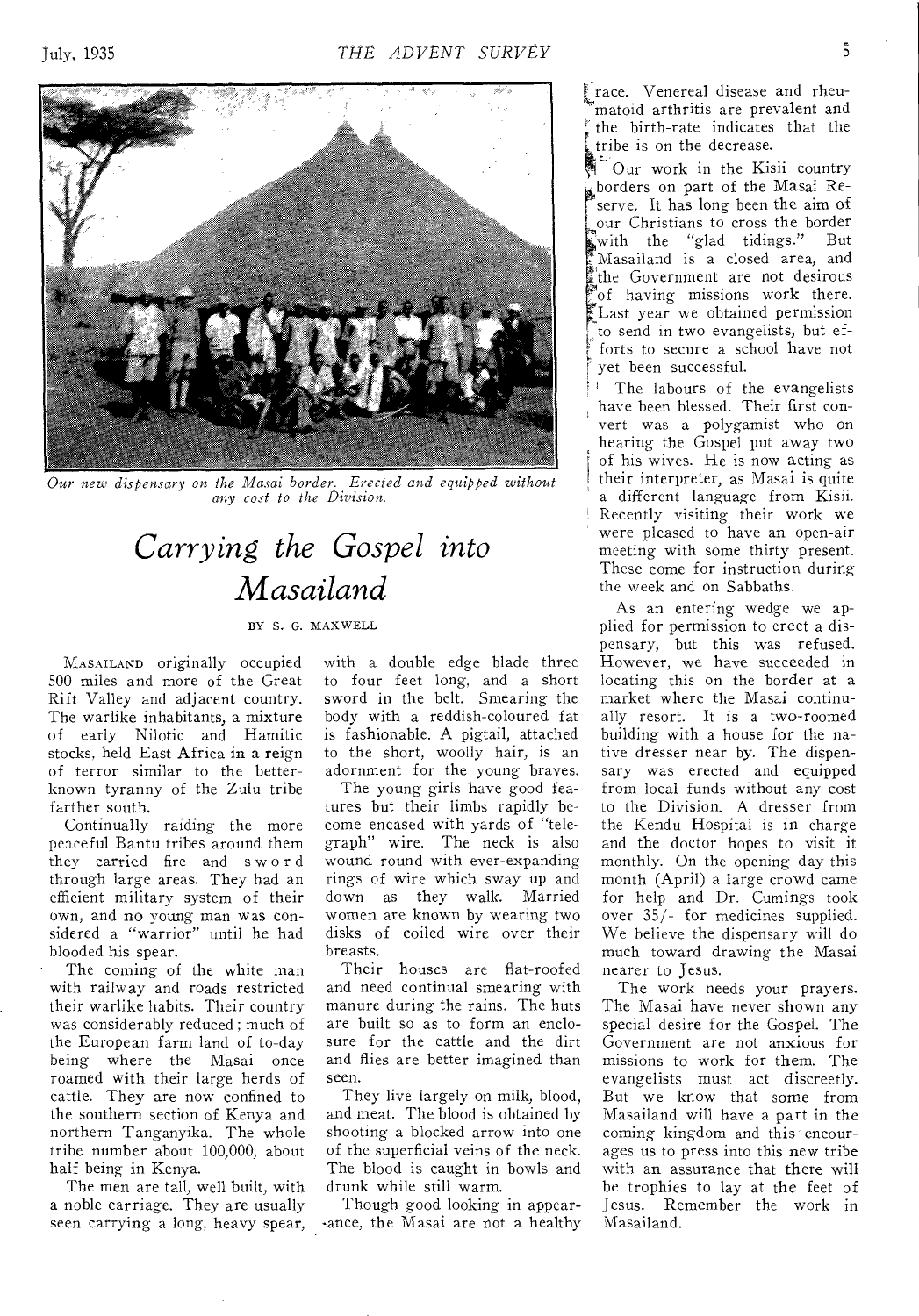*Our new dispensary on the Masai border. Erected and equipped without any cost to the Division.*

# *Carrying the Gospel into Masailand*

BY S. G. MAXWELL

MASAILAND originally occupied 500 miles and more of the Great Rift Valley and adjacent country. The warlike inhabitants, a mixture of early Nilotic and Hamitic stocks, held East Africa in a reign of terror similar to the better-known tyranny of the Zulu tribe farther south.

Continually raiding the more peaceful Bantu tribes around them they carried fire and sword through large areas. They had an efficient military system of their own, and no young man was considered a "warrior" until he had blooded his spear.

The coming of the white man with railway and roads restricted their warlike habits. Their country was considerably reduced; much of the European farm land of to-day being where the Masai once roamed with their large herds of cattle. They are now confined to the southern section of Kenya and northern Tanganyika. The whole tribe number about 100,000, about half being in Kenya.

The men are tall, well built, with a noble carriage. They are usually seen carrying a long, heavy spear, with a double edge blade three to four feet long, and a short sword in the belt. Smearing the body with a reddish-coloured fat is fashionable. A pigtail, attached to the short, woolly hair, is an adornment for the young braves.

The young girls have good features but their limbs rapidly become encased with yards of "telegraph" wire. The neck is also wound round with ever-expanding rings of wire which sway up and down as they walk. Married women are known by wearing two disks of coiled wire over their breasts.

Their houses are flat-roofed and need continual smearing with manure during the rains. The huts are built so as to form an enclosure for the cattle and the dirt and flies are better imagined than seen.

They live largely on milk, blood, and meat. The blood is obtained by shooting a blocked arrow into one of the superficial veins of the neck. The blood is caught in bowls and drunk while still warm.

Though good looking in appearance, the Masai are not a healthy race. Venereal disease and rheumatoid arthritis are prevalent and the birth-rate indicates that the tribe is on the decrease.

Our work in the Kisii country borders on part of the Masai Reserve. It has long been the aim of our Christians to cross the border with the "glad tidings." But Masailand is a closed area, and the Government are not desirous of having missions work there. Last year we obtained permission to send in two evangelists, but efforts to secure a school have not yet been successful.

The labours of the evangelists have been blessed. Their first convert was a polygamist who on hearing the Gospel put away two of his wives. He is now acting as their interpreter, as Masai is quite a different language from Kisii. Recently visiting their work we were pleased to have an open-air meeting with some thirty present. These come for instruction during the week and on Sabbaths.

As an entering wedge we applied for permission to erect a dispensary, but this was refused. However, we have succeeded in locating this on the border at a market where the Masai continually resort. It is a two-roomed building with a house for the native dresser near by. The dispensary was erected and equipped from local funds without any cost to the Division. A dresser from the Kendu Hospital is in charge and the doctor hopes to visit it monthly. On the opening day this month (April) a large crowd came for help and Dr. Cumings took over 35/- for medicines supplied. We believe the dispensary will do much toward drawing the Masai nearer to Jesus.

The work needs your prayers. The Masai have never shown any special desire for the Gospel. The Government are not anxious for missions to work for them. The evangelists must act discreetly. But we know that some from Masailand will have a part in the coming kingdom and this encourages us to press into this new tribe with an assurance that there will be trophies to lay at the feet of Jesus. Remember the work in Masailand.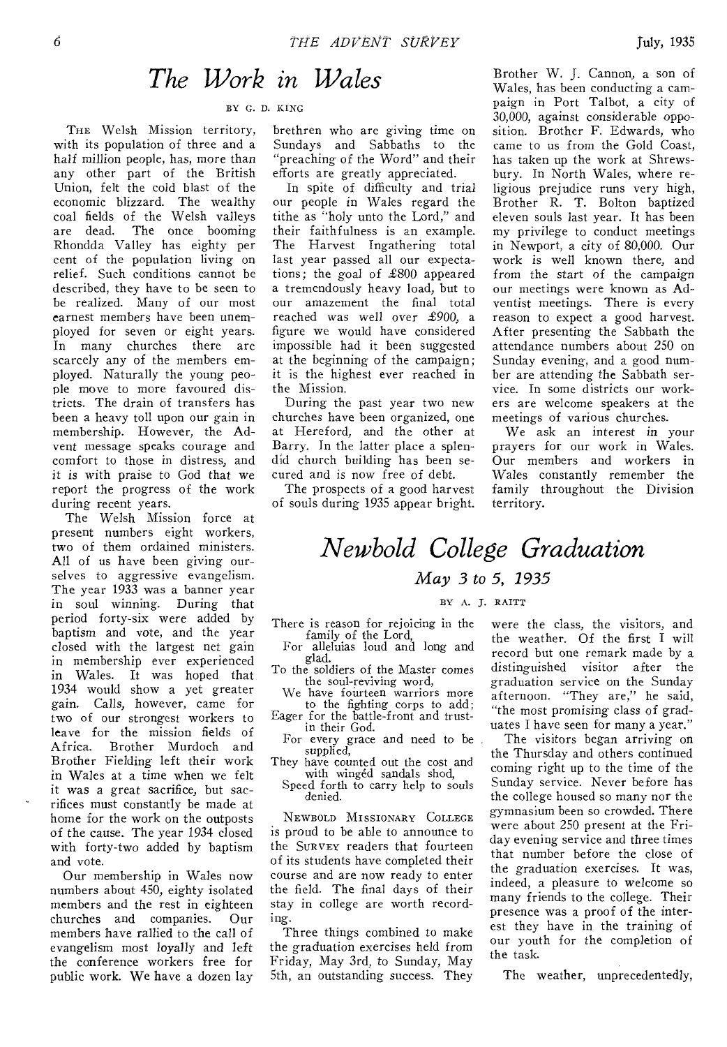# *The Work in Wales*

BY G. D. KING

THE Welsh Mission territory, with its population of three and a half million people, has, more than any other part of the British Union, felt the cold blast of the economic blizzard. The wealthy coal fields of the Welsh valleys are dead. The once booming Rhondda Valley has eighty per cent of the population living on relief. Such conditions cannot be described, they have to be seen to be realized. Many of our most earnest members have been unemployed for seven or eight years. In many churches there are scarcely any of the members employed. Naturally the young people move to more favoured districts. The drain of transfers has been a heavy toll upon our gain in membership. However, the Advent message speaks courage and comfort to those in distress, and it is with praise to God that we report the progress of the work during recent years.

The Welsh Mission force at present numbers eight workers, two of them ordained ministers. All of us have been giving ourselves to aggressive evangelism. The year 1933 was a banner year in soul winning. During that period forty-six were added by baptism and vote, and the year closed with the largest net gain in membership ever experienced in Wales. It was hoped that 1934 would show a yet greater gain. Calls, however, came for two of our strongest workers to leave for the mission fields of Africa. Brother Murdoch and Brother Fielding left their work in Wales at a time when we felt it was a great sacrifice, but sacrifices must constantly be made at home for the work on the outposts of the cause. The year 1934 closed with forty-two added by baptism and vote.

Our membership in Wales now numbers about 450, eighty isolated members and the rest in eighteen churches and companies. Our members have rallied to the call of evangelism most loyally and left the conference workers free for public work. We have a dozen lay brethren who are giving time on Sundays and Sabbaths to the "preaching of the Word" and their efforts are greatly appreciated.

In spite of difficulty and trial our people in Wales regard the tithe as "holy unto the Lord," and their faithfulness is an example. The Harvest Ingathering total last year passed all our expectations; the goal of £800 appeared a tremendously heavy load, but to our amazement the final total reached was well over £900, a figure we would have considered impossible had it been suggested at the beginning of the campaign; it is the highest ever reached in the Mission.

During the past year two new churches have been organized, one at Hereford, and the other at Barry. In the latter place a splendid church building has been secured and is now free of debt.

The prospects of a good harvest of souls during 1935 appear bright. Brother W. J. Cannon, a son of Wales, has been conducting a campaign in Port Talbot, a city of 30,000, against considerable opposition. Brother F. Edwards, who came to us from the Gold Coast, has taken up the work at Shrewsbury. In North Wales, where religious prejudice runs very high, Brother R. T. Bolton baptized eleven souls last year. It has been my privilege to conduct meetings in Newport, a city of 80,000. Our work is well known there, and from the start of the campaign our meetings were known as Adventist meetings. There is every reason to expect a good harvest. After presenting the Sabbath the attendance numbers about 250 on Sunday evening, and a good number are attending the Sabbath service. In some districts our workers are welcome speakers at the meetings of various churches.

We ask an interest in your prayers for our work in Wales. Our members and workers in Wales constantly remember the family throughout the Division territory.

# *Newbold College Graduation*

## *May 3 to 5, 1935*

BY A. J. RAITT

There is reason for rejoicing in the family of the Lord,
For alleluias loud and long and glad.
To the soldiers of the Master comes the soul-reviving word,
We have fourteen warriors more to the fighting corps to add;
Eager for the battle-front and trust-in their God.
For every grace and need to be supplied,
They have counted out the cost and with wingéd sandals shod,
Speed forth to carry help to souls denied.

NEWBOLD MISSIONARY COLLEGE is proud to be able to announce to the SURVEY readers that fourteen of its students have completed their course and are now ready to enter the field. The final days of their stay in college are worth recording.

Three things combined to make the graduation exercises held from Friday, May 3rd, to Sunday, May 5th, an outstanding success. They were the class, the visitors, and the weather. Of the first I will record but one remark made by a distinguished visitor after the graduation service on the Sunday afternoon. "They are," he said, "the most promising class of graduates I have seen for many a year."

The visitors began arriving on the Thursday and others continued coming right up to the time of the Sunday service. Never before has the college housed so many nor the gymnasium been so crowded. There were about 250 present at the Friday evening service and three times that number before the close of the graduation exercises. It was, indeed, a pleasure to welcome so many friends to the college. Their presence was a proof of the interest they have in the training of our youth for the completion of the task.

The weather, unprecedentedly,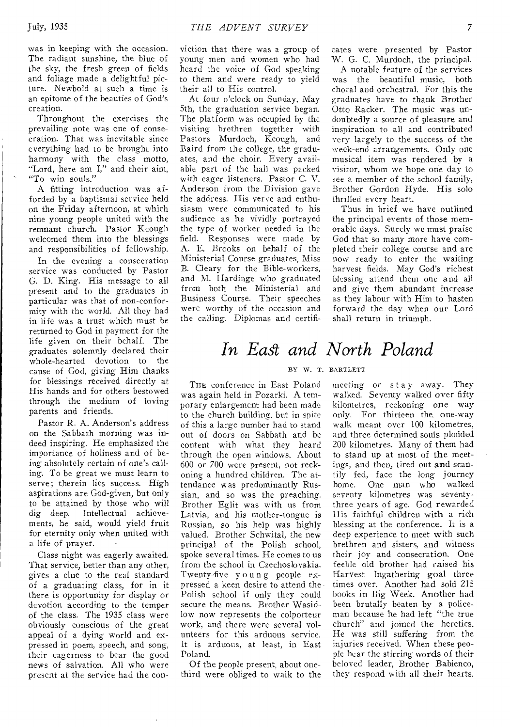was in keeping with the occasion. The radiant sunshine, the blue of the sky, the fresh green of fields and foliage made a delightful picture. Newbold at such a time is an epitome of the beauties of God's creation.

Throughout the exercises the prevailing note was one of consecration. That was inevitable since everything had to be brought into harmony with the class motto, "Lord, here am I," and their aim, "To win souls."

A fitting introduction was afforded by a baptismal service held on the Friday afternoon, at which nine young people united with the remnant church. Pastor Keough welcomed them into the blessings and responsibilities of fellowship.

In the evening a consecration service was conducted by Pastor G. D. King. His message to all present and to the graduates in particular was that of non-conformity with the world. All they had in life was a trust which must be returned to God in payment for the life given on their behalf. The graduates solemnly declared their whole-hearted devotion to the cause of God, giving Him thanks for blessings received directly at His hands and for others bestowed through the medium of loving parents and friends.

Pastor R. A. Anderson's address on the Sabbath morning was indeed inspiring. He emphasized the importance of holiness and of being absolutely certain of one's calling. To be great we must learn to serve; therein lies success. High aspirations are God-given, but only to be attained by those who will dig deep. Intellectual achievements, he said, would yield fruit for eternity only when united with a life of prayer.

Class night was eagerly awaited. That service, better than any other, gives a clue to the real standard of a graduating class, for in it there is opportunity for display or devotion according to the temper of the class. The 1935 class were obviously conscious of the great appeal of a dying world and expressed in poem, speech, and song, their eagerness to bear the good news of salvation. All who were present at the service had the conviction that there was a group of young men and women who had heard the voice of God speaking to them and were ready to yield their all to His control.

At four o'clock on Sunday, May 5th, the graduation service began. The platform was occupied by the visiting brethren together with Pastors Murdoch, Keough, and Baird from the college, the graduates, and the choir. Every available part of the hall was packed with eager listeners. Pastor C. V. Anderson from the Division gave the address. His verve and enthusiasm were communicated to his audience as he vividly portrayed the type of worker needed in the field. Responses were made by A. E. Brooks on behalf of the Ministerial Course graduates, Miss B. Cleary for the Bible-workers, and M. Hardinge who graduated from both the Ministerial and Business Course. Their speeches were worthy of the occasion and the calling. Diplomas and certificates were presented by Pastor W. G. C. Murdoch, the principal.

A notable feature of the services was the beautiful music, both choral and orchestral. For this the graduates have to thank Brother Otto Racker. The music was undoubtedly a source of pleasure and inspiration to all and contributed very largely to the success of the week-end arrangements. Only one musical item was rendered by a visitor, whom we hope one day to see a member of the school family, Brother Gordon Hyde. His solo thrilled every heart.

Thus in brief we have outlined the principal events of those memorable days. Surely we must praise God that so many more have completed their college course and are now ready to enter the waiting harvest fields. May God's richest blessing attend them one and all and give them abundant increase as they labour with Him to hasten forward the day when our Lord shall return in triumph.

# *In East and North Poland*

BY W. T. BARTLETT

The conference in East Poland was again held in Pozarki. A temporary enlargement had been made to the church building, but in spite of this a large number had to stand out of doors on Sabbath and be content with what they heard through the open windows. About 600 or 700 were present, not reckoning a hundred children. The attendance was predominantly Russian, and so was the preaching. Brother Eglit was with us from Latvia, and his mother-tongue is Russian, so his help was highly valued. Brother Schwital, the new principal of the Polish school, spoke several times. He comes to us from the school in Czechoslovakia. Twenty-five young people expressed a keen desire to attend the Polish school if only they could secure the means. Brother Wasidlow now represents the colporteur work, and there were several volunteers for this arduous service. It is arduous, at least, in East Poland.

Of the people present, about one-third were obliged to walk to the meeting or stay away. They walked. Seventy walked over fifty kilometres, reckoning one way only. For thirteen the one-way walk meant over 100 kilometres, and three determined souls plodded 200 kilometres. Many of them had to stand up at most of the meetings, and then, tired out and scantily fed, face the long journey home. One man who walked seventy kilometres was seventy-three years of age. God rewarded His faithful children with a rich blessing at the conference. It is a deep experience to meet with such brethren and sisters, and witness their joy and consecration. One feeble old brother had raised his Harvest Ingathering goal three times over. Another had sold 215 books in Big Week. Another had been brutally beaten by a policeman because he had left "the true church" and joined the heretics. He was still suffering from the injuries received. When these people hear the stirring words of their beloved leader, Brother Babienco, they respond with all their hearts.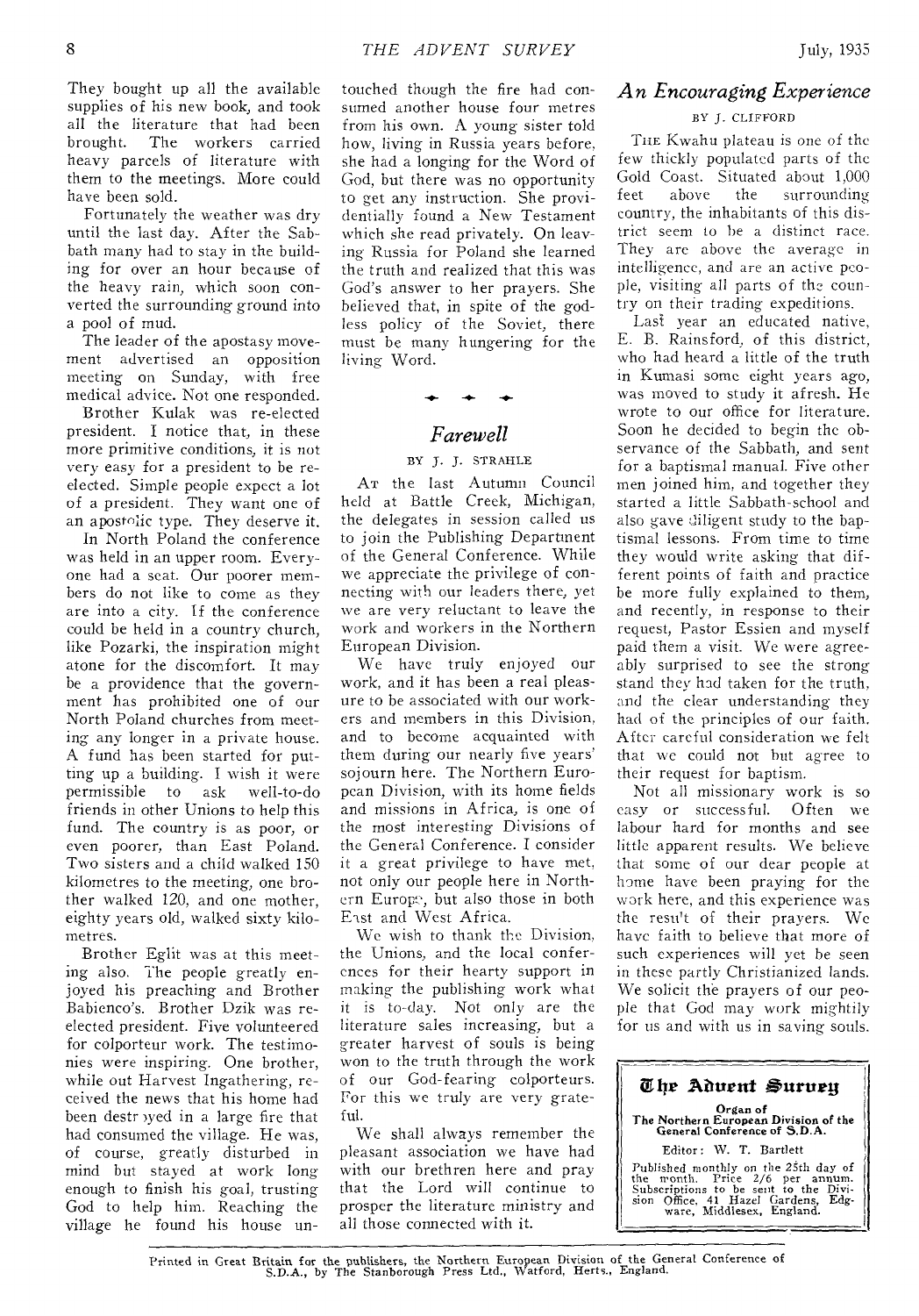They bought up all the available supplies of his new book, and took all the literature that had been brought. The workers carried heavy parcels of literature with them to the meetings. More could have been sold.

Fortunately the weather was dry until the last day. After the Sabbath many had to stay in the building for over an hour because of the heavy rain, which soon converted the surrounding ground into a pool of mud.

The leader of the apostasy movement advertised an opposition meeting on Sunday, with free medical advice. Not one responded.

Brother Kulak was re-elected president. I notice that, in these more primitive conditions, it is not very easy for a president to be re-elected. Simple people expect a lot of a president. They want one of an apostolic type. They deserve it.

In North Poland the conference was held in an upper room. Everyone had a seat. Our poorer members do not like to come as they are into a city. If the conference could be held in a country church, like Pozarki, the inspiration might atone for the discomfort. It may be a providence that the government has prohibited one of our North Poland churches from meeting any longer in a private house. A fund has been started for putting up a building. I wish it were permissible to ask well-to-do friends in other Unions to help this fund. The country is as poor, or even poorer, than East Poland. Two sisters and a child walked 150 kilometres to the meeting, one brother walked 120, and one mother, eighty years old, walked sixty kilometres.

Brother Eglit was at this meeting also. The people greatly enjoyed his preaching and Brother Babienco's. Brother Dzik was re-elected president. Five volunteered for colporteur work. The testimonies were inspiring. One brother, while out Harvest Ingathering, received the news that his home had been destroyed in a large fire that had consumed the village. He was, of course, greatly disturbed in mind but stayed at work long enough to finish his goal, trusting God to help him. Reaching the village he found his house untouched though the fire had consumed another house four metres from his own. A young sister told how, living in Russia years before, she had a longing for the Word of God, but there was no opportunity to get any instruction. She providentially found a New Testament which she read privately. On leaving Russia for Poland she learned the truth and realized that this was God's answer to her prayers. She believed that, in spite of the godless policy of the Soviet, there must be many hungering for the living Word.

## *Farewell*

BY J. J. STRAHLE

At the last Autumn Council held at Battle Creek, Michigan, the delegates in session called us to join the Publishing Department of the General Conference. While we appreciate the privilege of connecting with our leaders there, yet we are very reluctant to leave the work and workers in the Northern European Division.

We have truly enjoyed our work, and it has been a real pleasure to be associated with our workers and members in this Division, and to become acquainted with them during our nearly five years' sojourn here. The Northern European Division, with its home fields and missions in Africa, is one of the most interesting Divisions of the General Conference. I consider it a great privilege to have met, not only our people here in Northern Europe, but also those in both East and West Africa.

We wish to thank the Division, the Unions, and the local conferences for their hearty support in making the publishing work what it is to-day. Not only are the literature sales increasing, but a greater harvest of souls is being won to the truth through the work of our God-fearing colporteurs. For this we truly are very grateful.

We shall always remember the pleasant association we have had with our brethren here and pray that the Lord will continue to prosper the literature ministry and all those connected with it.

## *An Encouraging Experience*

BY J. CLIFFORD

The Kwahu plateau is one of the few thickly populated parts of the Gold Coast. Situated about 1,000 feet above the surrounding country, the inhabitants of this district seem to be a distinct race. They are above the average in intelligence, and are an active people, visiting all parts of the country on their trading expeditions.

Last year an educated native, E. B. Rainsford, of this district, who had heard a little of the truth in Kumasi some eight years ago, was moved to study it afresh. He wrote to our office for literature. Soon he decided to begin the observance of the Sabbath, and sent for a baptismal manual. Five other men joined him, and together they started a little Sabbath-school and also gave diligent study to the baptismal lessons. From time to time they would write asking that different points of faith and practice be more fully explained to them, and recently, in response to their request, Pastor Essien and myself paid them a visit. We were agreeably surprised to see the strong stand they had taken for the truth, and the clear understanding they had of the principles of our faith. After careful consideration we felt that we could not but agree to their request for baptism.

Not all missionary work is so easy or successful. Often we labour hard for months and see little apparent results. We believe that some of our dear people at home have been praying for the work here, and this experience was the result of their prayers. We have faith to believe that more of such experiences will yet be seen in these partly Christianized lands. We solicit the prayers of our people that God may work mightily for us and with us in saving souls.

**The Advent Survey**

Organ of
The Northern European Division of the General Conference of S.D.A.

Editor: W. T. Bartlett

Published monthly on the 25th day of the month. Price 2/6 per annum. Subscriptions to be sent to the Division Office, 41 Hazel Gardens, Edgware, Middlesex, England.

Printed in Great Britain for the publishers, the Northern European Division of the General Conference of S.D.A., by The Stanborough Press Ltd., Watford, Herts., England.